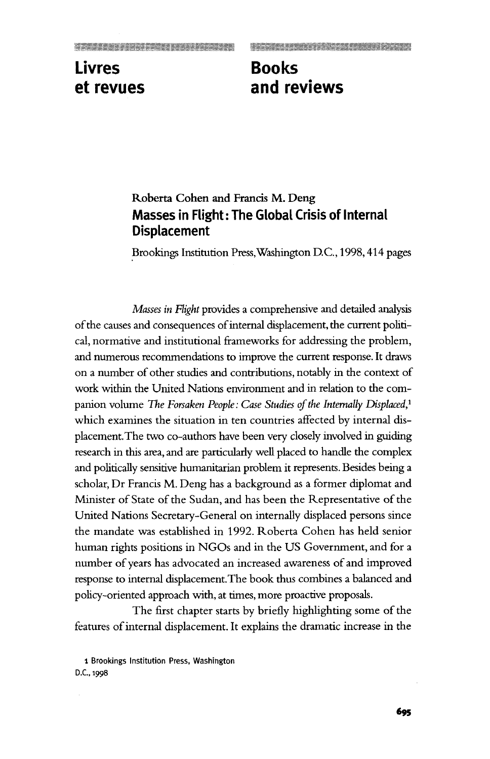# Livres et revues

# Books and reviews

**Roberta Cohen and Francis M. Deng**

## Masses in Flight: The Global Crisis of Internal Displacement

Brookings Institution Press, Washington D.C., 1998, 414 pages

*Masses in Flight* provides a comprehensive and detailed analysis of the causes and consequences of internal displacement, the current political, normative and institutional frameworks for addressing the problem, and numerous recommendations to improve the current response. It draws on a number of other studies and contributions, notably in the context of work within the United Nations environment and in relation to the companion volume *The Forsaken People: Case Studies of the Internally Displaced,*[1] which examines the situation in ten countries affected by internal displacement. The two co-authors have been very closely involved in guiding research in this area, and are particularly well placed to handle the complex and politically sensitive humanitarian problem it represents. Besides being a scholar, Dr Francis M. Deng has a background as a former diplomat and Minister of State of the Sudan, and has been the Representative of the United Nations Secretary-General on internally displaced persons since the mandate was established in 1992. Roberta Cohen has held senior human rights positions in NGOs and in the US Government, and for a number of years has advocated an increased awareness of and improved response to internal displacement. The book thus combines a balanced and policy-oriented approach with, at times, more proactive proposals.

The first chapter starts by briefly highlighting some of the features of internal displacement. It explains the dramatic increase in the

1 Brookings Institution Press, Washington D.C., 1998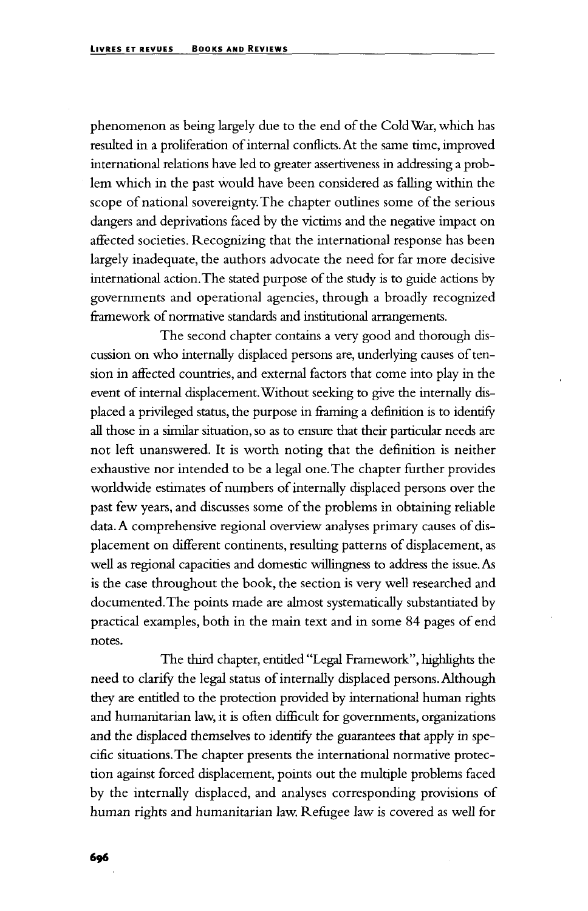phenomenon as being largely due to the end of the Cold War, which has resulted in a proliferation of internal conflicts. At the same time, improved international relations have led to greater assertiveness in addressing a problem which in the past would have been considered as falling within the scope of national sovereignty. The chapter outlines some of the serious dangers and deprivations faced by the victims and the negative impact on affected societies. Recognizing that the international response has been largely inadequate, the authors advocate the need for far more decisive international action. The stated purpose of the study is to guide actions by governments and operational agencies, through a broadly recognized framework of normative standards and institutional arrangements.

The second chapter contains a very good and thorough discussion on who internally displaced persons are, underlying causes of tension in affected countries, and external factors that come into play in the event of internal displacement. Without seeking to give the internally displaced a privileged status, the purpose in framing a definition is to identify all those in a similar situation, so as to ensure that their particular needs are not left unanswered. It is worth noting that the definition is neither exhaustive nor intended to be a legal one. The chapter further provides worldwide estimates of numbers of internally displaced persons over the past few years, and discusses some of the problems in obtaining reliable data. A comprehensive regional overview analyses primary causes of displacement on different continents, resulting patterns of displacement, as well as regional capacities and domestic willingness to address the issue. As is the case throughout the book, the section is very well researched and documented. The points made are almost systematically substantiated by practical examples, both in the main text and in some 84 pages of end notes.

The third chapter, entitled "Legal Framework", highlights the need to clarify the legal status of internally displaced persons. Although they are entitled to the protection provided by international human rights and humanitarian law, it is often difficult for governments, organizations and the displaced themselves to identify the guarantees that apply in specific situations. The chapter presents the international normative protection against forced displacement, points out the multiple problems faced by the internally displaced, and analyses corresponding provisions of human rights and humanitarian law. Refugee law is covered as well for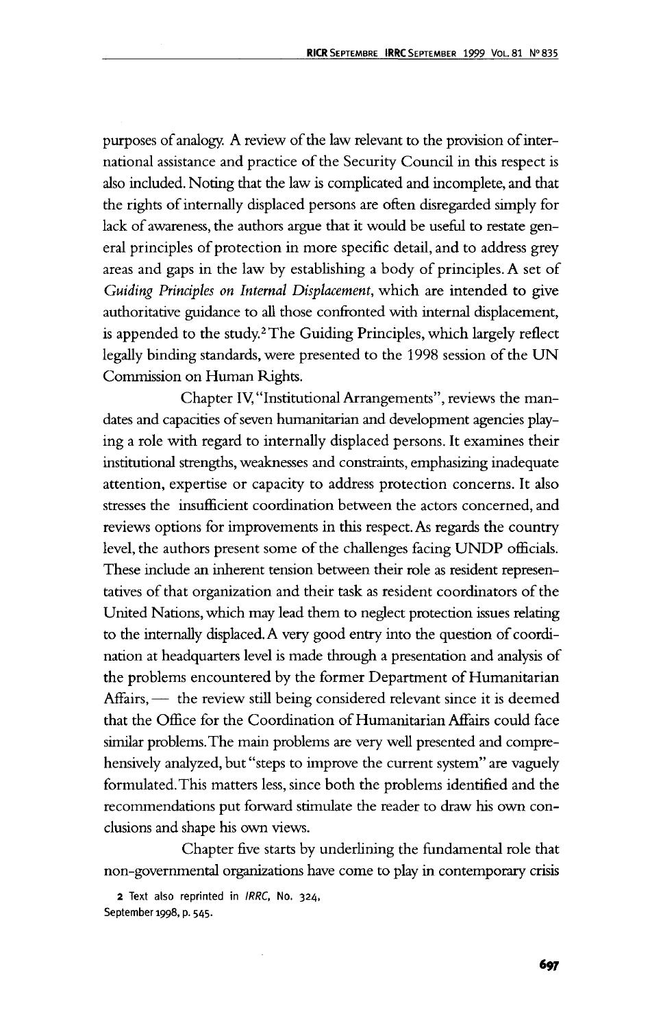purposes of analogy. A review of the law relevant to the provision of international assistance and practice of the Security Council in this respect is also included. Noting that the law is complicated and incomplete, and that the rights of internally displaced persons are often disregarded simply for lack of awareness, the authors argue that it would be useful to restate general principles of protection in more specific detail, and to address grey areas and gaps in the law by establishing a body of principles. A set of *Guiding Principles on Internal Displacement*, which are intended to give authoritative guidance to all those confronted with internal displacement, is appended to the study.[2] The Guiding Principles, which largely reflect legally binding standards, were presented to the 1998 session of the UN Commission on Human Rights.

Chapter IV, "Institutional Arrangements", reviews the mandates and capacities of seven humanitarian and development agencies playing a role with regard to internally displaced persons. It examines their institutional strengths, weaknesses and constraints, emphasizing inadequate attention, expertise or capacity to address protection concerns. It also stresses the insufficient coordination between the actors concerned, and reviews options for improvements in this respect. As regards the country level, the authors present some of the challenges facing UNDP officials. These include an inherent tension between their role as resident representatives of that organization and their task as resident coordinators of the United Nations, which may lead them to neglect protection issues relating to the internally displaced. A very good entry into the question of coordination at headquarters level is made through a presentation and analysis of the problems encountered by the former Department of Humanitarian Affairs, — the review still being considered relevant since it is deemed that the Office for the Coordination of Humanitarian Affairs could face similar problems. The main problems are very well presented and comprehensively analyzed, but "steps to improve the current system" are vaguely formulated. This matters less, since both the problems identified and the recommendations put forward stimulate the reader to draw his own conclusions and shape his own views.

Chapter five starts by underlining the fundamental role that non-governmental organizations have come to play in contemporary crisis

[2] Text also reprinted in *IRRC*, No. 324, September 1998, p. 545.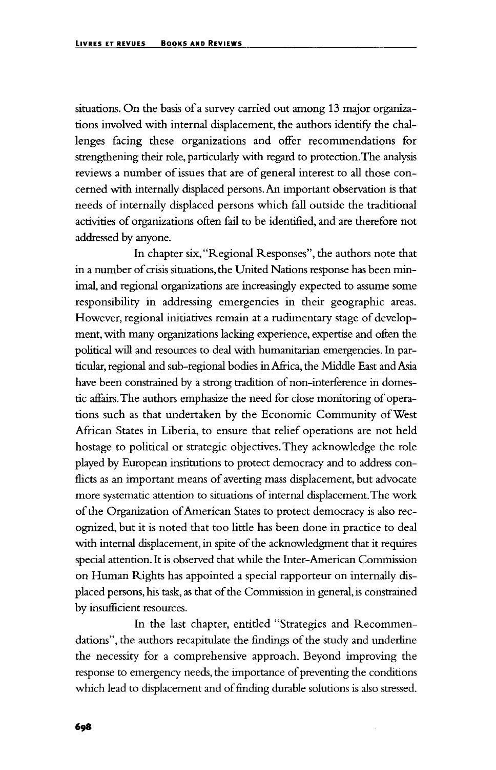situations. On the basis of a survey carried out among 13 major organizations involved with internal displacement, the authors identify the challenges facing these organizations and offer recommendations for strengthening their role, particularly with regard to protection. The analysis reviews a number of issues that are of general interest to all those concerned with internally displaced persons. An important observation is that needs of internally displaced persons which fall outside the traditional activities of organizations often fail to be identified, and are therefore not addressed by anyone.

In chapter six, "Regional Responses", the authors note that in a number of crisis situations, the United Nations response has been minimal, and regional organizations are increasingly expected to assume some responsibility in addressing emergencies in their geographic areas. However, regional initiatives remain at a rudimentary stage of development, with many organizations lacking experience, expertise and often the political will and resources to deal with humanitarian emergencies. In particular, regional and sub-regional bodies in Africa, the Middle East and Asia have been constrained by a strong tradition of non-interference in domestic affairs. The authors emphasize the need for close monitoring of operations such as that undertaken by the Economic Community of West African States in Liberia, to ensure that relief operations are not held hostage to political or strategic objectives. They acknowledge the role played by European institutions to protect democracy and to address conflicts as an important means of averting mass displacement, but advocate more systematic attention to situations of internal displacement. The work of the Organization of American States to protect democracy is also recognized, but it is noted that too little has been done in practice to deal with internal displacement, in spite of the acknowledgment that it requires special attention. It is observed that while the Inter-American Commission on Human Rights has appointed a special rapporteur on internally displaced persons, his task, as that of the Commission in general, is constrained by insufficient resources.

In the last chapter, entitled "Strategies and Recommendations", the authors recapitulate the findings of the study and underline the necessity for a comprehensive approach. Beyond improving the response to emergency needs, the importance of preventing the conditions which lead to displacement and of finding durable solutions is also stressed.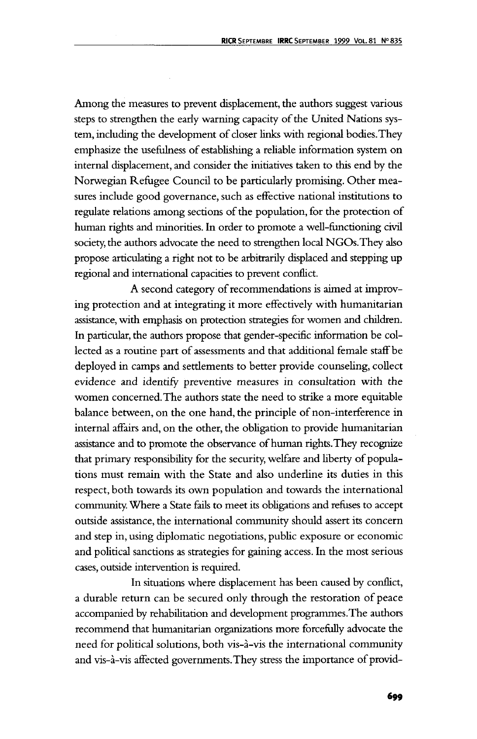Among the measures to prevent displacement, the authors suggest various steps to strengthen the early warning capacity of the United Nations system, including the development of closer links with regional bodies. They emphasize the usefulness of establishing a reliable information system on internal displacement, and consider the initiatives taken to this end by the Norwegian Refugee Council to be particularly promising. Other measures include good governance, such as effective national institutions to regulate relations among sections of the population, for the protection of human rights and minorities. In order to promote a well-functioning civil society, the authors advocate the need to strengthen local NGOs. They also propose articulating a right not to be arbitrarily displaced and stepping up regional and international capacities to prevent conflict.

A second category of recommendations is aimed at improving protection and at integrating it more effectively with humanitarian assistance, with emphasis on protection strategies for women and children. In particular, the authors propose that gender-specific information be collected as a routine part of assessments and that additional female staff be deployed in camps and settlements to better provide counseling, collect evidence and identify preventive measures in consultation with the women concerned. The authors state the need to strike a more equitable balance between, on the one hand, the principle of non-interference in internal affairs and, on the other, the obligation to provide humanitarian assistance and to promote the observance of human rights. They recognize that primary responsibility for the security, welfare and liberty of populations must remain with the State and also underline its duties in this respect, both towards its own population and towards the international community. Where a State fails to meet its obligations and refuses to accept outside assistance, the international community should assert its concern and step in, using diplomatic negotiations, public exposure or economic and political sanctions as strategies for gaining access. In the most serious cases, outside intervention is required.

In situations where displacement has been caused by conflict, a durable return can be secured only through the restoration of peace accompanied by rehabilitation and development programmes. The authors recommend that humanitarian organizations more forcefully advocate the need for political solutions, both vis-à-vis the international community and vis-à-vis affected governments. They stress the importance of provid-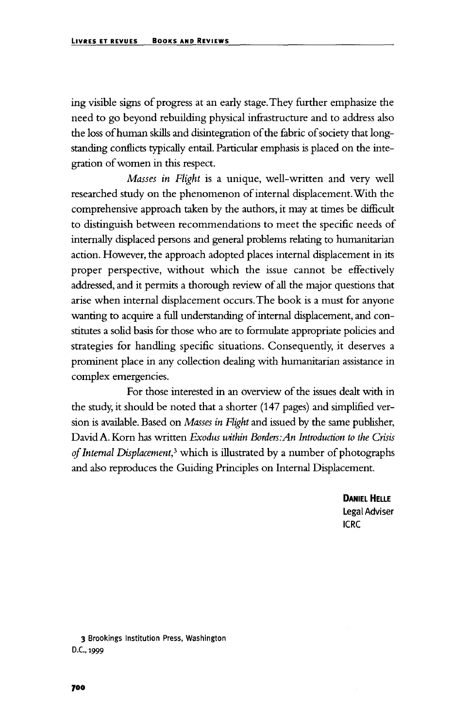ing visible signs of progress at an early stage. They further emphasize the need to go beyond rebuilding physical infrastructure and to address also the loss of human skills and disintegration of the fabric of society that long-standing conflicts typically entail. Particular emphasis is placed on the integration of women in this respect.

*Masses in Flight* is a unique, well-written and very well researched study on the phenomenon of internal displacement. With the comprehensive approach taken by the authors, it may at times be difficult to distinguish between recommendations to meet the specific needs of internally displaced persons and general problems relating to humanitarian action. However, the approach adopted places internal displacement in its proper perspective, without which the issue cannot be effectively addressed, and it permits a thorough review of all the major questions that arise when internal displacement occurs. The book is a must for anyone wanting to acquire a full understanding of internal displacement, and constitutes a solid basis for those who are to formulate appropriate policies and strategies for handling specific situations. Consequently, it deserves a prominent place in any collection dealing with humanitarian assistance in complex emergencies.

For those interested in an overview of the issues dealt with in the study, it should be noted that a shorter (147 pages) and simplified version is available. Based on *Masses in Flight* and issued by the same publisher, David A. Korn has written *Exodus within Borders: An Introduction to the Crisis of Internal Displacement*,[3] which is illustrated by a number of photographs and also reproduces the Guiding Principles on Internal Displacement.

**Daniel Helle**
Legal Adviser
ICRC

3 Brookings Institution Press, Washington D.C., 1999